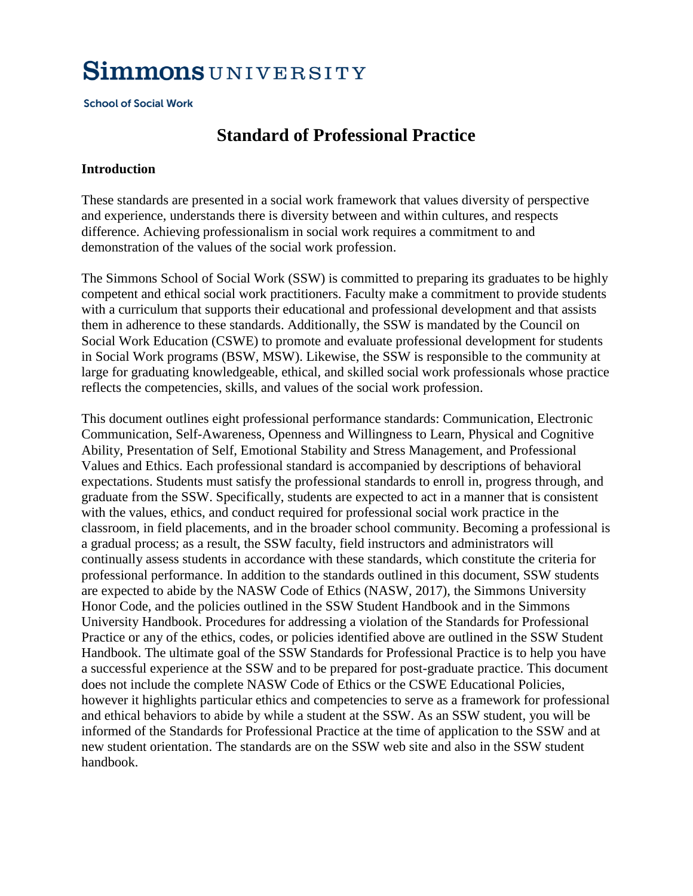# Simmons UNIVERSITY

**School of Social Work**

## Standard of Professional Practice

### Introduction

These standards are presented in a social work framework that values diversity of perspective and experience, understands there is diversity between and within cultures, and respects difference. Achieving professionalism in social work requires a commitment to and demonstration of the values of the social work profession.

The Simmons School of Social Work (SSW) is committed to preparing its graduates to be highly competent and ethical social work practitioners. Faculty make a commitment to provide students with a curriculum that supports their educational and professional development and that assists them in adherence to these standards. Additionally, the SSW is mandated by the Council on Social Work Education (CSWE) to promote and evaluate professional development for students in Social Work programs (BSW, MSW). Likewise, the SSW is responsible to the community at large for graduating knowledgeable, ethical, and skilled social work professionals whose practice reflects the competencies, skills, and values of the social work profession.

This document outlines eight professional performance standards: Communication, Electronic Communication, Self-Awareness, Openness and Willingness to Learn, Physical and Cognitive Ability, Presentation of Self, Emotional Stability and Stress Management, and Professional Values and Ethics. Each professional standard is accompanied by descriptions of behavioral expectations. Students must satisfy the professional standards to enroll in, progress through, and graduate from the SSW. Specifically, students are expected to act in a manner that is consistent with the values, ethics, and conduct required for professional social work practice in the classroom, in field placements, and in the broader school community. Becoming a professional is a gradual process; as a result, the SSW faculty, field instructors and administrators will continually assess students in accordance with these standards, which constitute the criteria for professional performance. In addition to the standards outlined in this document, SSW students are expected to abide by the NASW Code of Ethics (NASW, 2017), the Simmons University Honor Code, and the policies outlined in the SSW Student Handbook and in the Simmons University Handbook. Procedures for addressing a violation of the Standards for Professional Practice or any of the ethics, codes, or policies identified above are outlined in the SSW Student Handbook. The ultimate goal of the SSW Standards for Professional Practice is to help you have a successful experience at the SSW and to be prepared for post-graduate practice. This document does not include the complete NASW Code of Ethics or the CSWE Educational Policies, however it highlights particular ethics and competencies to serve as a framework for professional and ethical behaviors to abide by while a student at the SSW. As an SSW student, you will be informed of the Standards for Professional Practice at the time of application to the SSW and at new student orientation. The standards are on the SSW web site and also in the SSW student handbook.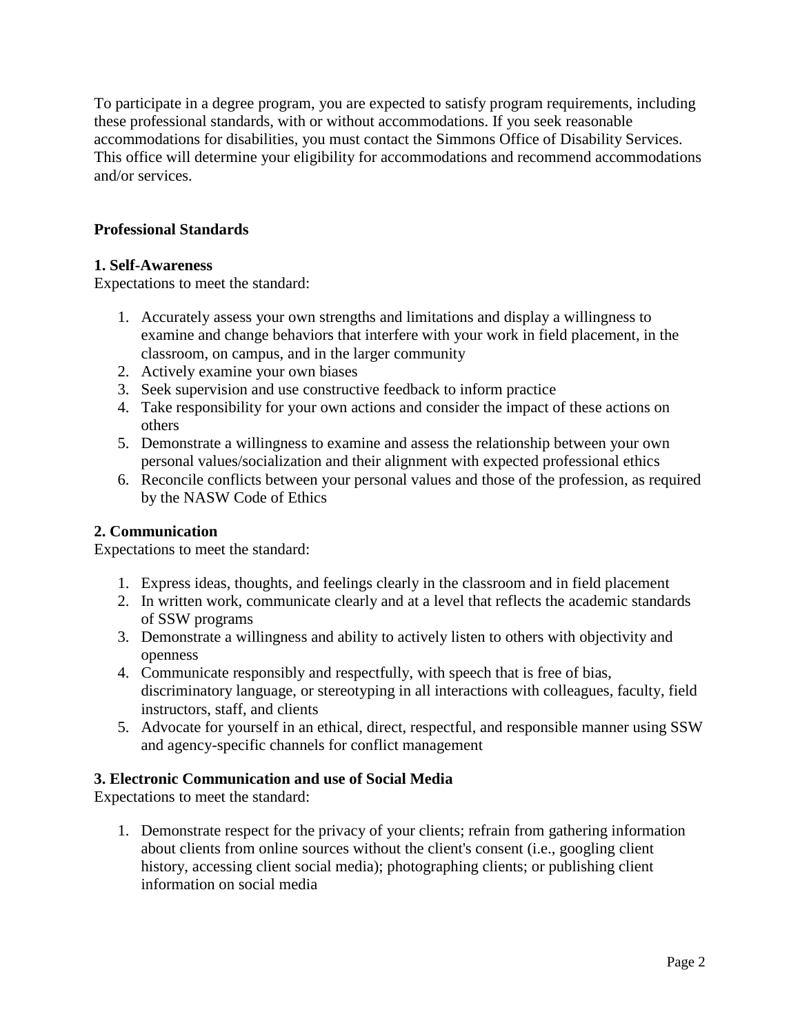To participate in a degree program, you are expected to satisfy program requirements, including these professional standards, with or without accommodations. If you seek reasonable accommodations for disabilities, you must contact the Simmons Office of Disability Services. This office will determine your eligibility for accommodations and recommend accommodations and/or services.

## Professional Standards

### 1. Self-Awareness

Expectations to meet the standard:

1. Accurately assess your own strengths and limitations and display a willingness to examine and change behaviors that interfere with your work in field placement, in the classroom, on campus, and in the larger community
2. Actively examine your own biases
3. Seek supervision and use constructive feedback to inform practice
4. Take responsibility for your own actions and consider the impact of these actions on others
5. Demonstrate a willingness to examine and assess the relationship between your own personal values/socialization and their alignment with expected professional ethics
6. Reconcile conflicts between your personal values and those of the profession, as required by the NASW Code of Ethics

### 2. Communication

Expectations to meet the standard:

1. Express ideas, thoughts, and feelings clearly in the classroom and in field placement
2. In written work, communicate clearly and at a level that reflects the academic standards of SSW programs
3. Demonstrate a willingness and ability to actively listen to others with objectivity and openness
4. Communicate responsibly and respectfully, with speech that is free of bias, discriminatory language, or stereotyping in all interactions with colleagues, faculty, field instructors, staff, and clients
5. Advocate for yourself in an ethical, direct, respectful, and responsible manner using SSW and agency-specific channels for conflict management

### 3. Electronic Communication and use of Social Media

Expectations to meet the standard:

1. Demonstrate respect for the privacy of your clients; refrain from gathering information about clients from online sources without the client's consent (i.e., googling client history, accessing client social media); photographing clients; or publishing client information on social media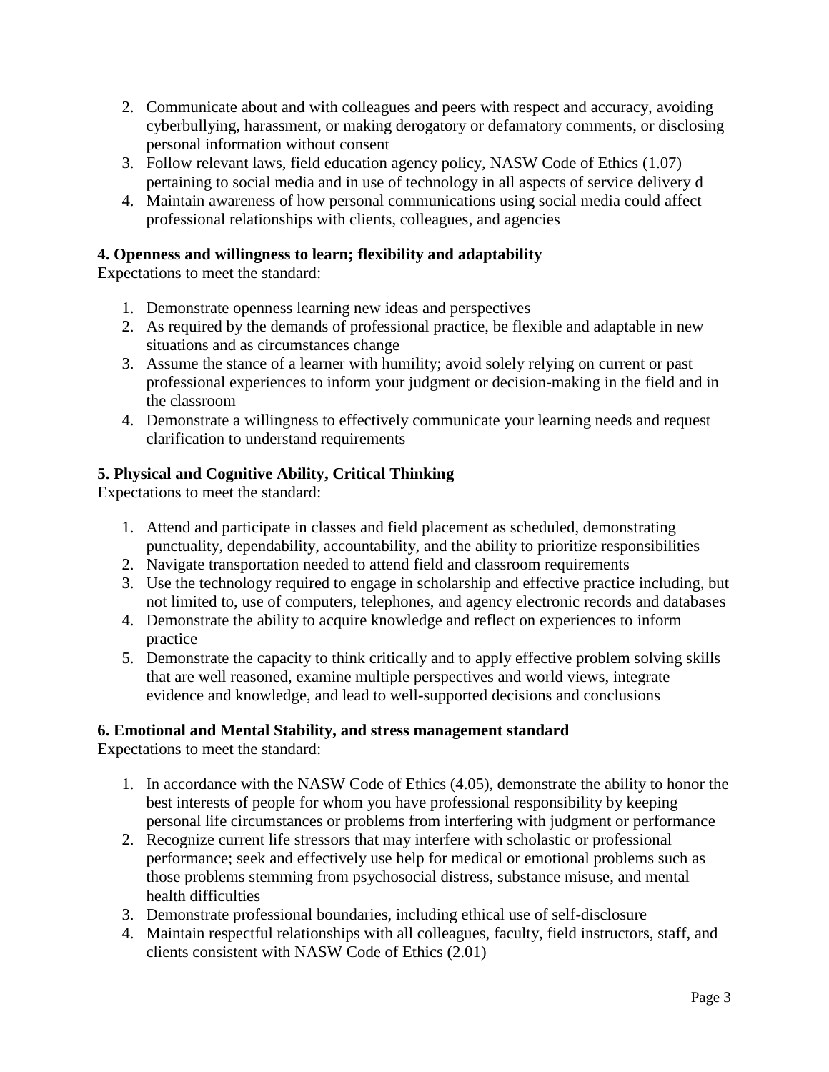2. Communicate about and with colleagues and peers with respect and accuracy, avoiding cyberbullying, harassment, or making derogatory or defamatory comments, or disclosing personal information without consent
3. Follow relevant laws, field education agency policy, NASW Code of Ethics (1.07) pertaining to social media and in use of technology in all aspects of service delivery d
4. Maintain awareness of how personal communications using social media could affect professional relationships with clients, colleagues, and agencies

**4. Openness and willingness to learn; flexibility and adaptability**

Expectations to meet the standard:

1. Demonstrate openness learning new ideas and perspectives
2. As required by the demands of professional practice, be flexible and adaptable in new situations and as circumstances change
3. Assume the stance of a learner with humility; avoid solely relying on current or past professional experiences to inform your judgment or decision-making in the field and in the classroom
4. Demonstrate a willingness to effectively communicate your learning needs and request clarification to understand requirements

**5. Physical and Cognitive Ability, Critical Thinking**

Expectations to meet the standard:

1. Attend and participate in classes and field placement as scheduled, demonstrating punctuality, dependability, accountability, and the ability to prioritize responsibilities
2. Navigate transportation needed to attend field and classroom requirements
3. Use the technology required to engage in scholarship and effective practice including, but not limited to, use of computers, telephones, and agency electronic records and databases
4. Demonstrate the ability to acquire knowledge and reflect on experiences to inform practice
5. Demonstrate the capacity to think critically and to apply effective problem solving skills that are well reasoned, examine multiple perspectives and world views, integrate evidence and knowledge, and lead to well-supported decisions and conclusions

**6. Emotional and Mental Stability, and stress management standard**

Expectations to meet the standard:

1. In accordance with the NASW Code of Ethics (4.05), demonstrate the ability to honor the best interests of people for whom you have professional responsibility by keeping personal life circumstances or problems from interfering with judgment or performance
2. Recognize current life stressors that may interfere with scholastic or professional performance; seek and effectively use help for medical or emotional problems such as those problems stemming from psychosocial distress, substance misuse, and mental health difficulties
3. Demonstrate professional boundaries, including ethical use of self-disclosure
4. Maintain respectful relationships with all colleagues, faculty, field instructors, staff, and clients consistent with NASW Code of Ethics (2.01)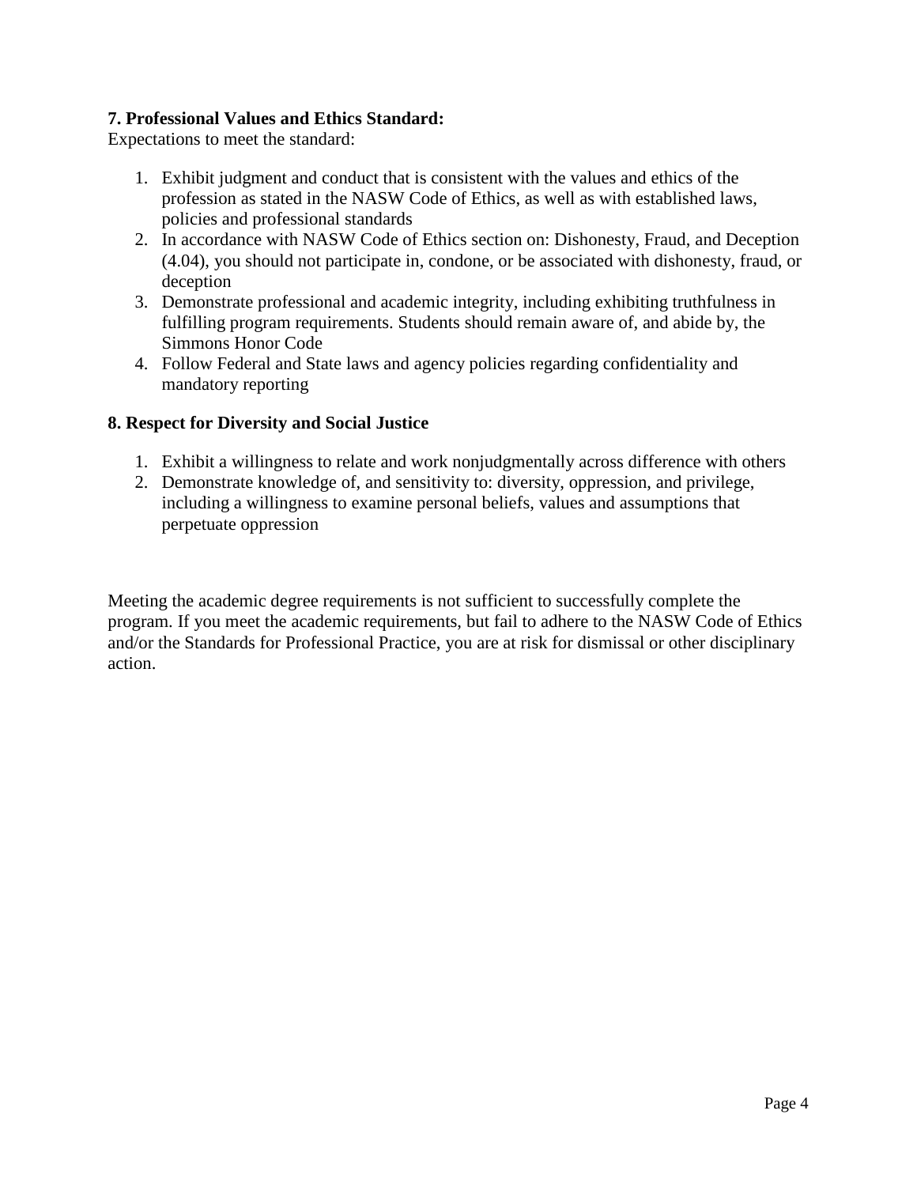**7. Professional Values and Ethics Standard:**

Expectations to meet the standard:

1. Exhibit judgment and conduct that is consistent with the values and ethics of the profession as stated in the NASW Code of Ethics, as well as with established laws, policies and professional standards
2. In accordance with NASW Code of Ethics section on: Dishonesty, Fraud, and Deception (4.04), you should not participate in, condone, or be associated with dishonesty, fraud, or deception
3. Demonstrate professional and academic integrity, including exhibiting truthfulness in fulfilling program requirements. Students should remain aware of, and abide by, the Simmons Honor Code
4. Follow Federal and State laws and agency policies regarding confidentiality and mandatory reporting

**8. Respect for Diversity and Social Justice**

1. Exhibit a willingness to relate and work nonjudgmentally across difference with others
2. Demonstrate knowledge of, and sensitivity to: diversity, oppression, and privilege, including a willingness to examine personal beliefs, values and assumptions that perpetuate oppression

Meeting the academic degree requirements is not sufficient to successfully complete the program. If you meet the academic requirements, but fail to adhere to the NASW Code of Ethics and/or the Standards for Professional Practice, you are at risk for dismissal or other disciplinary action.